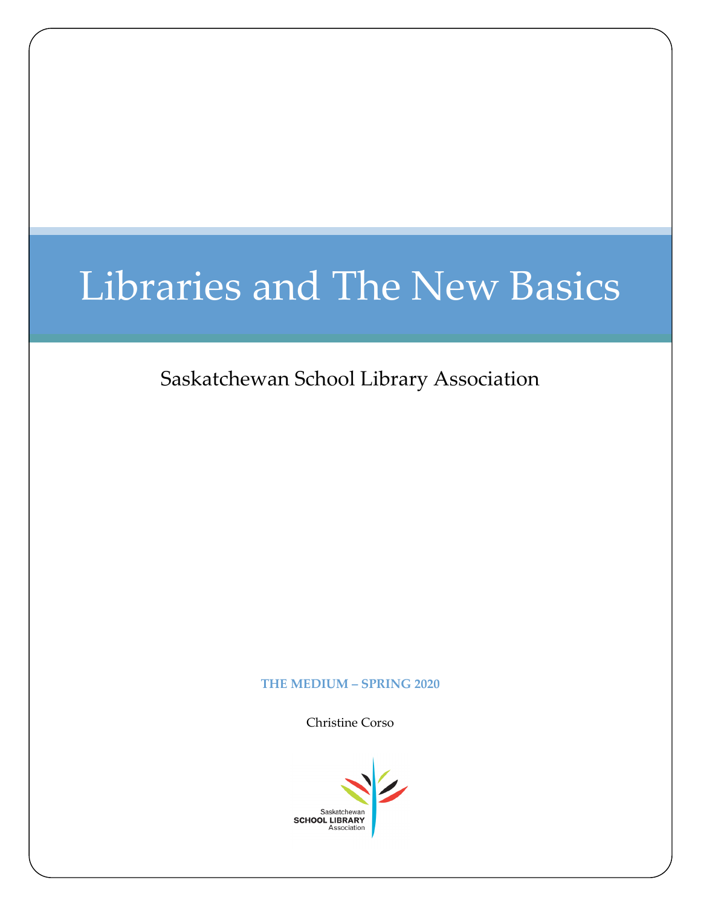# Libraries and The New Basics

Saskatchewan School Library Association

**THE MEDIUM – SPRING 2020**

Christine Corso

Saskatchewan
SCHOOL LIBRARY
Association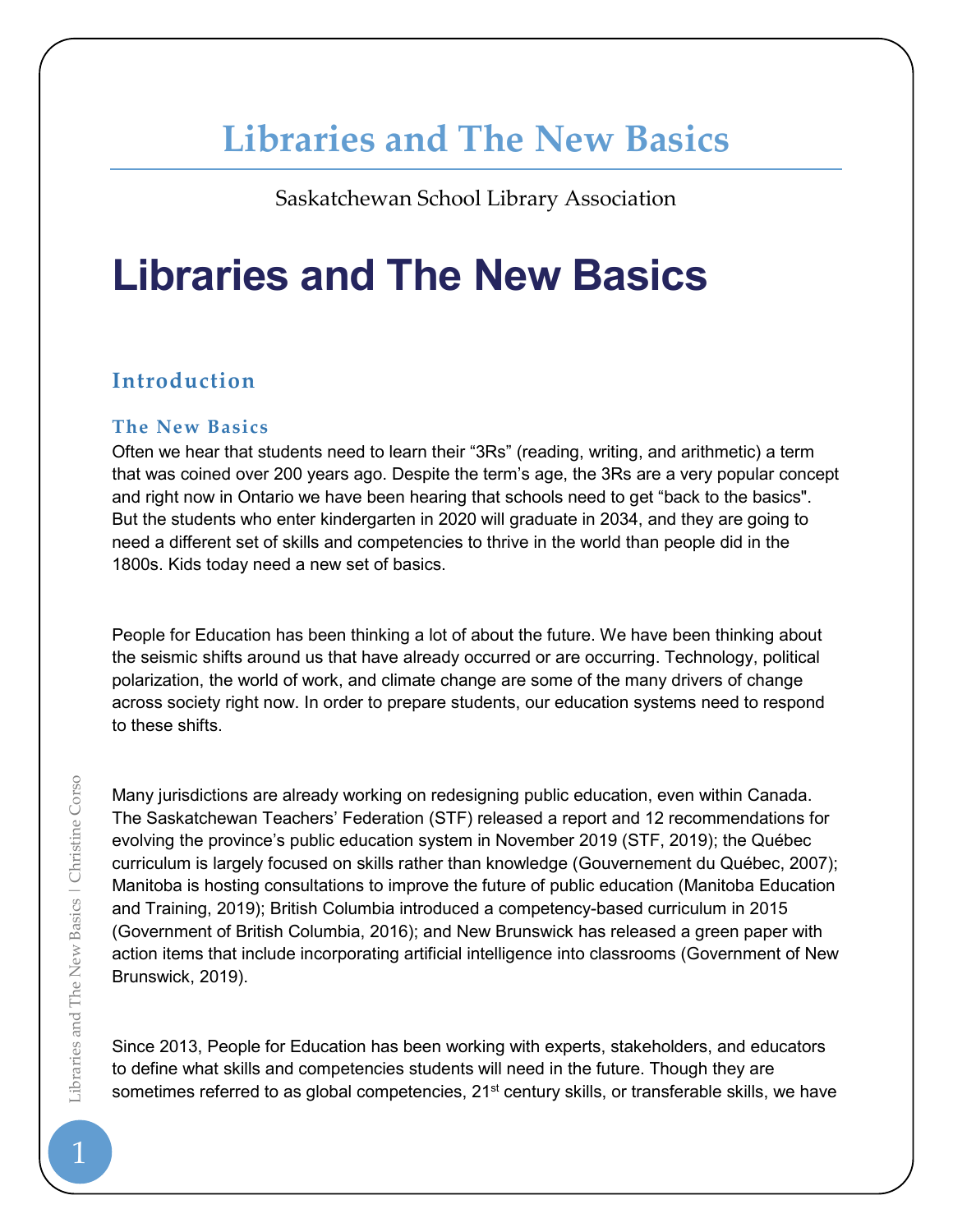# Libraries and The New Basics

Saskatchewan School Library Association

# Libraries and The New Basics

## Introduction

### The New Basics

Often we hear that students need to learn their "3Rs" (reading, writing, and arithmetic) a term that was coined over 200 years ago. Despite the term's age, the 3Rs are a very popular concept and right now in Ontario we have been hearing that schools need to get "back to the basics". But the students who enter kindergarten in 2020 will graduate in 2034, and they are going to need a different set of skills and competencies to thrive in the world than people did in the 1800s. Kids today need a new set of basics.

People for Education has been thinking a lot of about the future. We have been thinking about the seismic shifts around us that have already occurred or are occurring. Technology, political polarization, the world of work, and climate change are some of the many drivers of change across society right now. In order to prepare students, our education systems need to respond to these shifts.

Many jurisdictions are already working on redesigning public education, even within Canada. The Saskatchewan Teachers' Federation (STF) released a report and 12 recommendations for evolving the province's public education system in November 2019 (STF, 2019); the Québec curriculum is largely focused on skills rather than knowledge (Gouvernement du Québec, 2007); Manitoba is hosting consultations to improve the future of public education (Manitoba Education and Training, 2019); British Columbia introduced a competency-based curriculum in 2015 (Government of British Columbia, 2016); and New Brunswick has released a green paper with action items that include incorporating artificial intelligence into classrooms (Government of New Brunswick, 2019).

Since 2013, People for Education has been working with experts, stakeholders, and educators to define what skills and competencies students will need in the future. Though they are sometimes referred to as global competencies, 21st century skills, or transferable skills, we have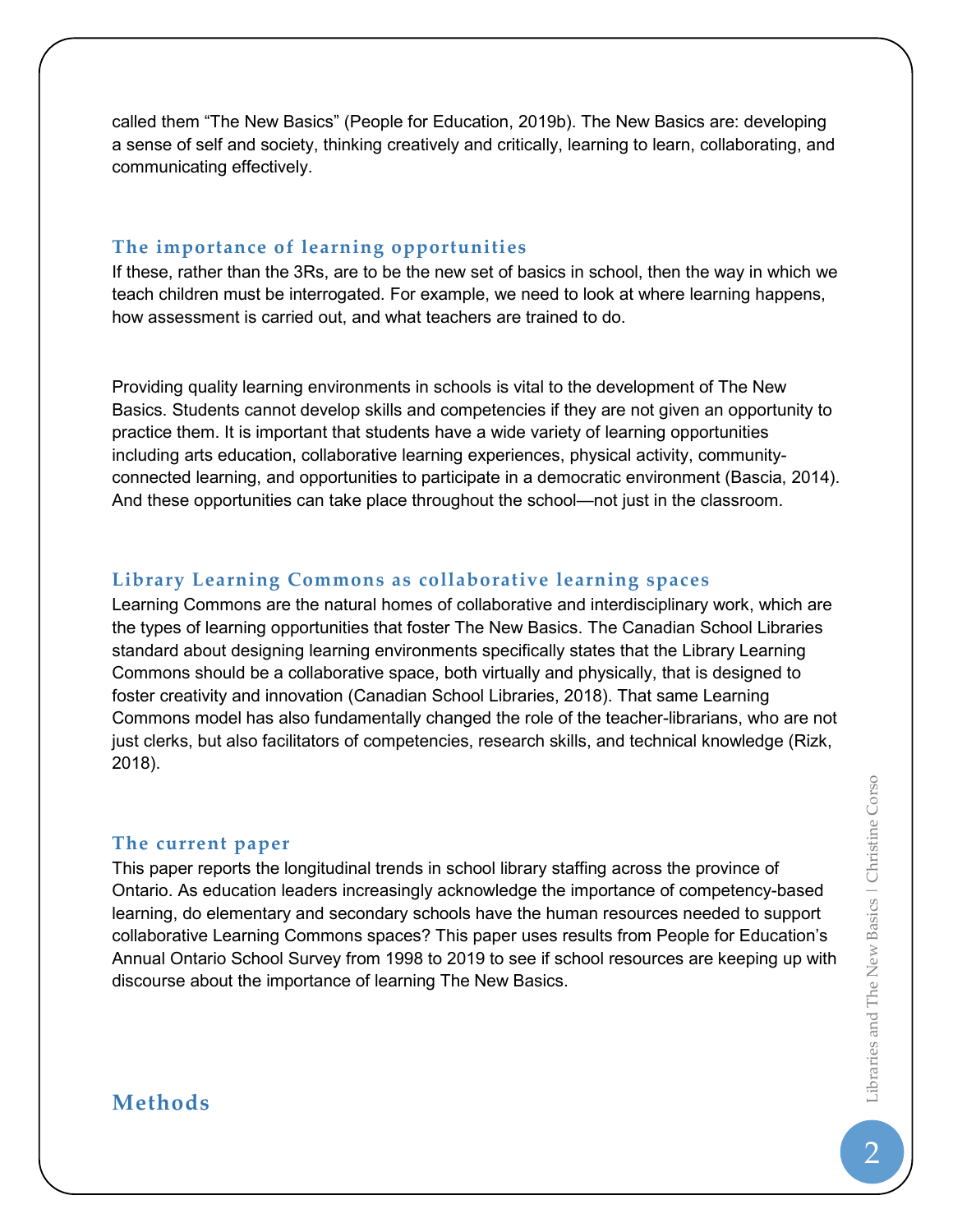called them "The New Basics" (People for Education, 2019b). The New Basics are: developing a sense of self and society, thinking creatively and critically, learning to learn, collaborating, and communicating effectively.

### The importance of learning opportunities

If these, rather than the 3Rs, are to be the new set of basics in school, then the way in which we teach children must be interrogated. For example, we need to look at where learning happens, how assessment is carried out, and what teachers are trained to do.

Providing quality learning environments in schools is vital to the development of The New Basics. Students cannot develop skills and competencies if they are not given an opportunity to practice them. It is important that students have a wide variety of learning opportunities including arts education, collaborative learning experiences, physical activity, community-connected learning, and opportunities to participate in a democratic environment (Bascia, 2014). And these opportunities can take place throughout the school—not just in the classroom.

### Library Learning Commons as collaborative learning spaces

Learning Commons are the natural homes of collaborative and interdisciplinary work, which are the types of learning opportunities that foster The New Basics. The Canadian School Libraries standard about designing learning environments specifically states that the Library Learning Commons should be a collaborative space, both virtually and physically, that is designed to foster creativity and innovation (Canadian School Libraries, 2018). That same Learning Commons model has also fundamentally changed the role of the teacher-librarians, who are not just clerks, but also facilitators of competencies, research skills, and technical knowledge (Rizk, 2018).

### The current paper

This paper reports the longitudinal trends in school library staffing across the province of Ontario. As education leaders increasingly acknowledge the importance of competency-based learning, do elementary and secondary schools have the human resources needed to support collaborative Learning Commons spaces? This paper uses results from People for Education's Annual Ontario School Survey from 1998 to 2019 to see if school resources are keeping up with discourse about the importance of learning The New Basics.

## Methods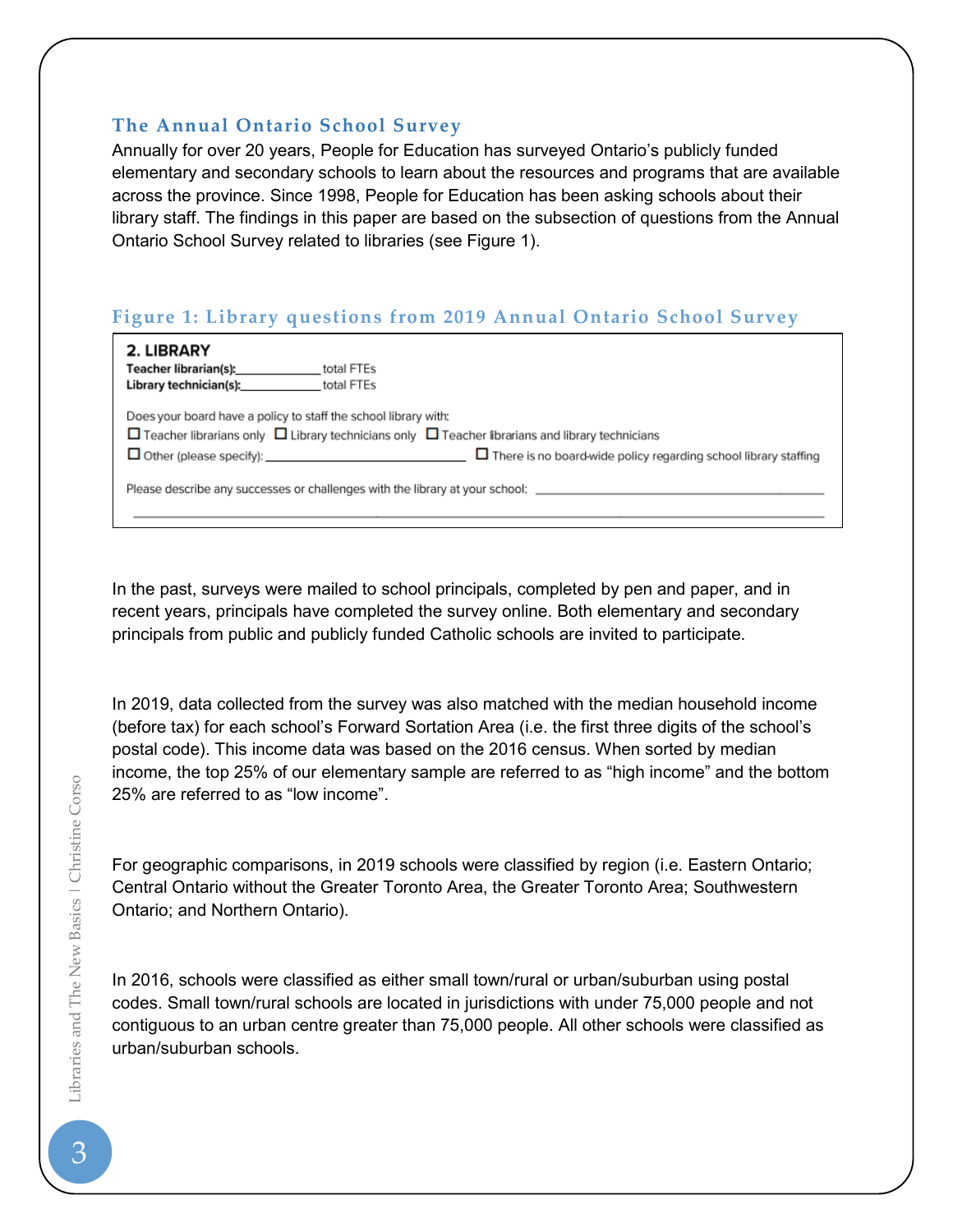## The Annual Ontario School Survey

Annually for over 20 years, People for Education has surveyed Ontario's publicly funded elementary and secondary schools to learn about the resources and programs that are available across the province. Since 1998, People for Education has been asking schools about their library staff. The findings in this paper are based on the subsection of questions from the Annual Ontario School Survey related to libraries (see Figure 1).

## Figure 1: Library questions from 2019 Annual Ontario School Survey

**2. LIBRARY**

**Teacher librarian(s):**____________ total FTEs
**Library technician(s):**____________ total FTEs

Does your board have a policy to staff the school library with:

☐ Teacher librarians only ☐ Library technicians only ☐ Teacher librarians and library technicians
☐ Other (please specify): ____________________________ ☐ There is no board-wide policy regarding school library staffing

Please describe any successes or challenges with the library at your school: ____________________________________________

In the past, surveys were mailed to school principals, completed by pen and paper, and in recent years, principals have completed the survey online. Both elementary and secondary principals from public and publicly funded Catholic schools are invited to participate.

In 2019, data collected from the survey was also matched with the median household income (before tax) for each school's Forward Sortation Area (i.e. the first three digits of the school's postal code). This income data was based on the 2016 census. When sorted by median income, the top 25% of our elementary sample are referred to as "high income" and the bottom 25% are referred to as "low income".

For geographic comparisons, in 2019 schools were classified by region (i.e. Eastern Ontario; Central Ontario without the Greater Toronto Area, the Greater Toronto Area; Southwestern Ontario; and Northern Ontario).

In 2016, schools were classified as either small town/rural or urban/suburban using postal codes. Small town/rural schools are located in jurisdictions with under 75,000 people and not contiguous to an urban centre greater than 75,000 people. All other schools were classified as urban/suburban schools.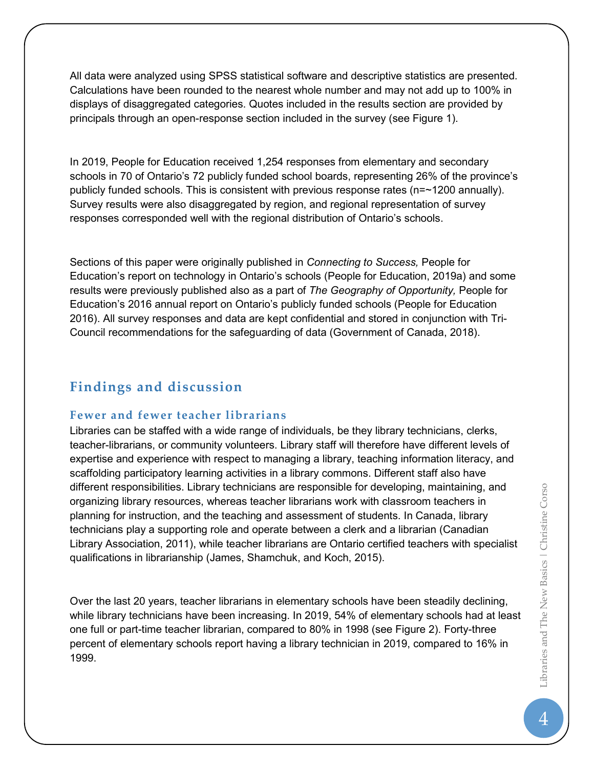All data were analyzed using SPSS statistical software and descriptive statistics are presented. Calculations have been rounded to the nearest whole number and may not add up to 100% in displays of disaggregated categories. Quotes included in the results section are provided by principals through an open-response section included in the survey (see Figure 1).

In 2019, People for Education received 1,254 responses from elementary and secondary schools in 70 of Ontario's 72 publicly funded school boards, representing 26% of the province's publicly funded schools. This is consistent with previous response rates (n=~1200 annually). Survey results were also disaggregated by region, and regional representation of survey responses corresponded well with the regional distribution of Ontario's schools.

Sections of this paper were originally published in *Connecting to Success,* People for Education's report on technology in Ontario's schools (People for Education, 2019a) and some results were previously published also as a part of *The Geography of Opportunity,* People for Education's 2016 annual report on Ontario's publicly funded schools (People for Education 2016). All survey responses and data are kept confidential and stored in conjunction with Tri-Council recommendations for the safeguarding of data (Government of Canada, 2018).

## Findings and discussion

### Fewer and fewer teacher librarians

Libraries can be staffed with a wide range of individuals, be they library technicians, clerks, teacher-librarians, or community volunteers. Library staff will therefore have different levels of expertise and experience with respect to managing a library, teaching information literacy, and scaffolding participatory learning activities in a library commons. Different staff also have different responsibilities. Library technicians are responsible for developing, maintaining, and organizing library resources, whereas teacher librarians work with classroom teachers in planning for instruction, and the teaching and assessment of students. In Canada, library technicians play a supporting role and operate between a clerk and a librarian (Canadian Library Association, 2011), while teacher librarians are Ontario certified teachers with specialist qualifications in librarianship (James, Shamchuk, and Koch, 2015).

Over the last 20 years, teacher librarians in elementary schools have been steadily declining, while library technicians have been increasing. In 2019, 54% of elementary schools had at least one full or part-time teacher librarian, compared to 80% in 1998 (see Figure 2). Forty-three percent of elementary schools report having a library technician in 2019, compared to 16% in 1999.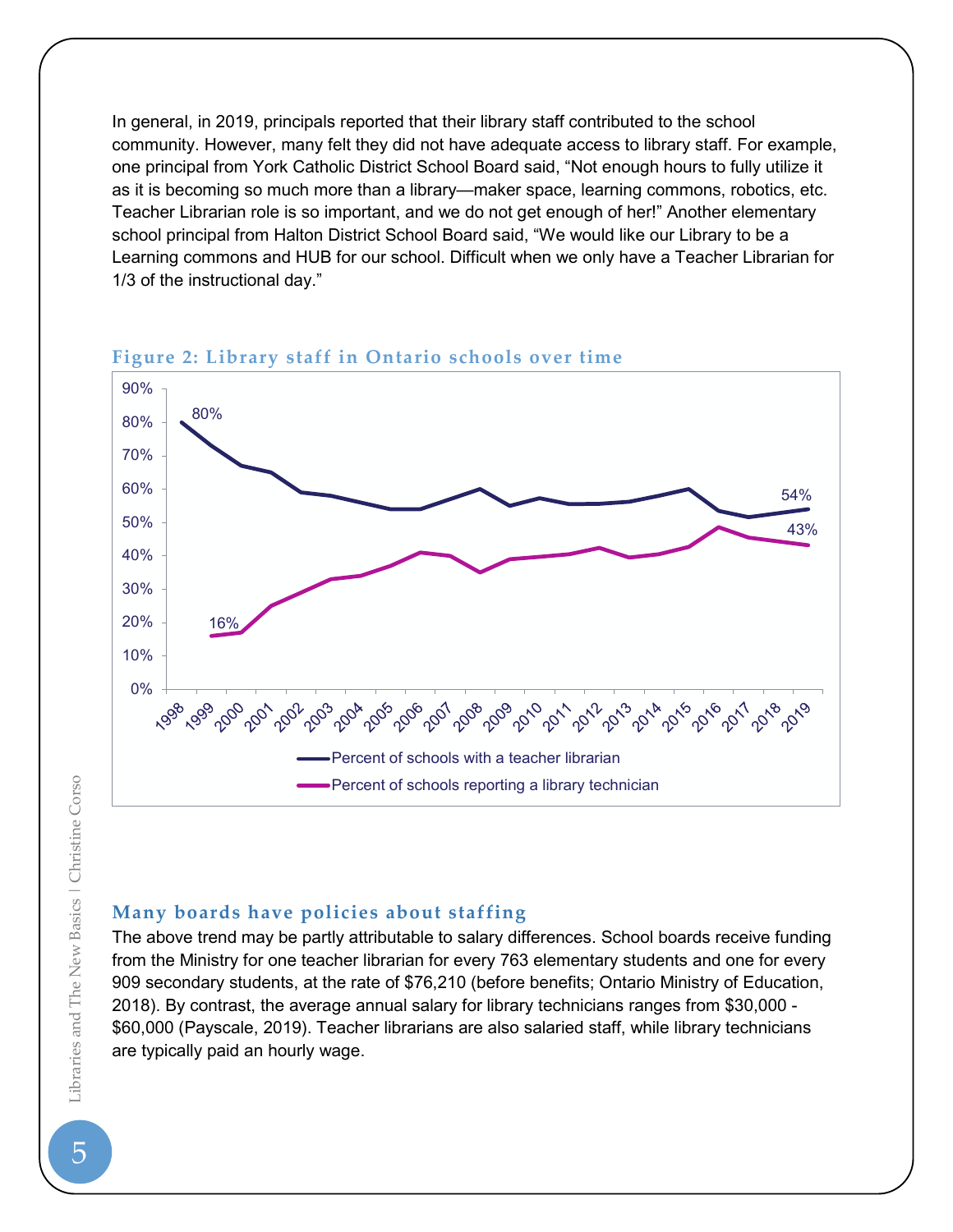In general, in 2019, principals reported that their library staff contributed to the school community. However, many felt they did not have adequate access to library staff. For example, one principal from York Catholic District School Board said, "Not enough hours to fully utilize it as it is becoming so much more than a library—maker space, learning commons, robotics, etc. Teacher Librarian role is so important, and we do not get enough of her!" Another elementary school principal from Halton District School Board said, "We would like our Library to be a Learning commons and HUB for our school. Difficult when we only have a Teacher Librarian for 1/3 of the instructional day."

### Figure 2: Library staff in Ontario schools over time

## Many boards have policies about staffing

The above trend may be partly attributable to salary differences. School boards receive funding from the Ministry for one teacher librarian for every 763 elementary students and one for every 909 secondary students, at the rate of $76,210 (before benefits; Ontario Ministry of Education, 2018). By contrast, the average annual salary for library technicians ranges from $30,000 - $60,000 (Payscale, 2019). Teacher librarians are also salaried staff, while library technicians are typically paid an hourly wage.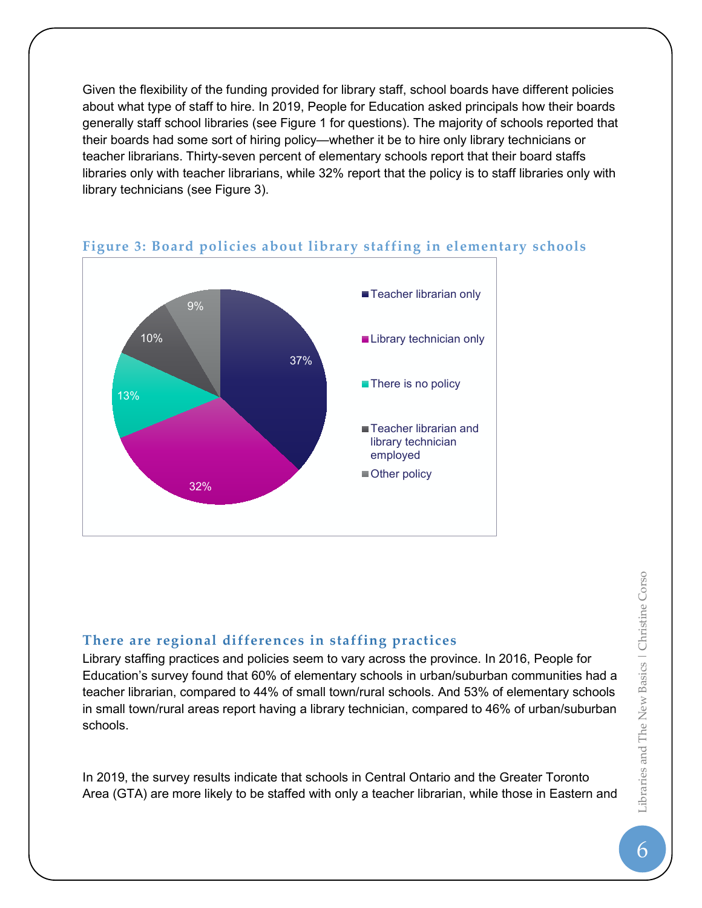Given the flexibility of the funding provided for library staff, school boards have different policies about what type of staff to hire. In 2019, People for Education asked principals how their boards generally staff school libraries (see Figure 1 for questions). The majority of schools reported that their boards had some sort of hiring policy—whether it be to hire only library technicians or teacher librarians. Thirty-seven percent of elementary schools report that their board staffs libraries only with teacher librarians, while 32% report that the policy is to staff libraries only with library technicians (see Figure 3).

### Figure 3: Board policies about library staffing in elementary schools

| Policy | Percentage |
|---|---|
| Teacher librarian only | 37% |
| Library technician only | 32% |
| There is no policy | 13% |
| Teacher librarian and library technician employed | 10% |
| Other policy | 9% |

### There are regional differences in staffing practices

Library staffing practices and policies seem to vary across the province. In 2016, People for Education's survey found that 60% of elementary schools in urban/suburban communities had a teacher librarian, compared to 44% of small town/rural schools. And 53% of elementary schools in small town/rural areas report having a library technician, compared to 46% of urban/suburban schools.

In 2019, the survey results indicate that schools in Central Ontario and the Greater Toronto Area (GTA) are more likely to be staffed with only a teacher librarian, while those in Eastern and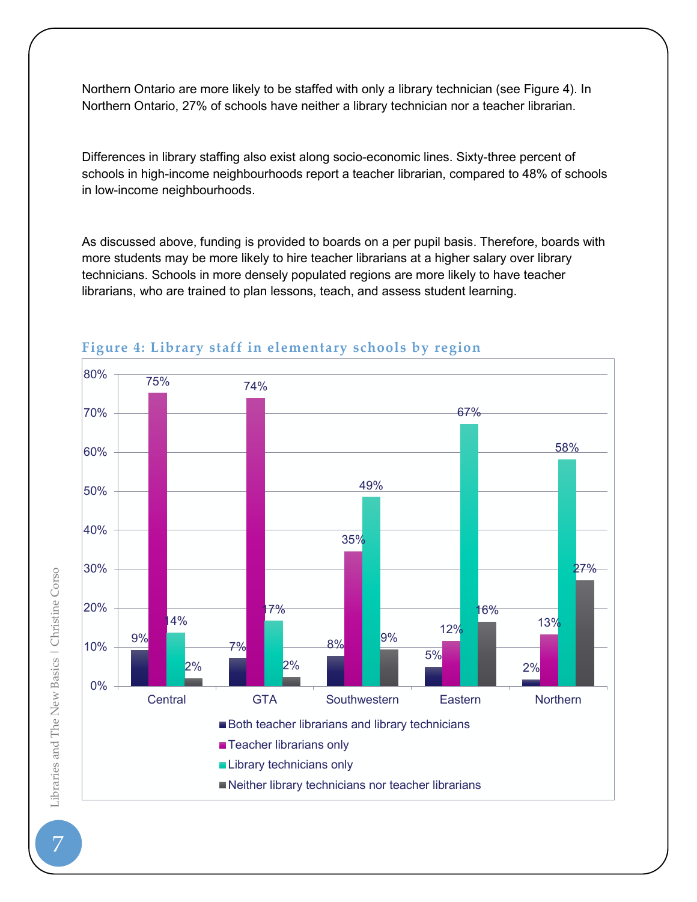Northern Ontario are more likely to be staffed with only a library technician (see Figure 4). In Northern Ontario, 27% of schools have neither a library technician nor a teacher librarian.

Differences in library staffing also exist along socio-economic lines. Sixty-three percent of schools in high-income neighbourhoods report a teacher librarian, compared to 48% of schools in low-income neighbourhoods.

As discussed above, funding is provided to boards on a per pupil basis. Therefore, boards with more students may be more likely to hire teacher librarians at a higher salary over library technicians. Schools in more densely populated regions are more likely to have teacher librarians, who are trained to plan lessons, teach, and assess student learning.

**Figure 4: Library staff in elementary schools by region**

| Region | Both teacher librarians and library technicians | Teacher librarians only | Library technicians only | Neither library technicians nor teacher librarians |
|---|---|---|---|---|
| Central | 9% | 75% | 14% | 2% |
| GTA | 7% | 74% | 17% | 2% |
| Southwestern | 8% | 35% | 49% | 9% |
| Eastern | 5% | 12% | 67% | 16% |
| Northern | 2% | 13% | 58% | 27% |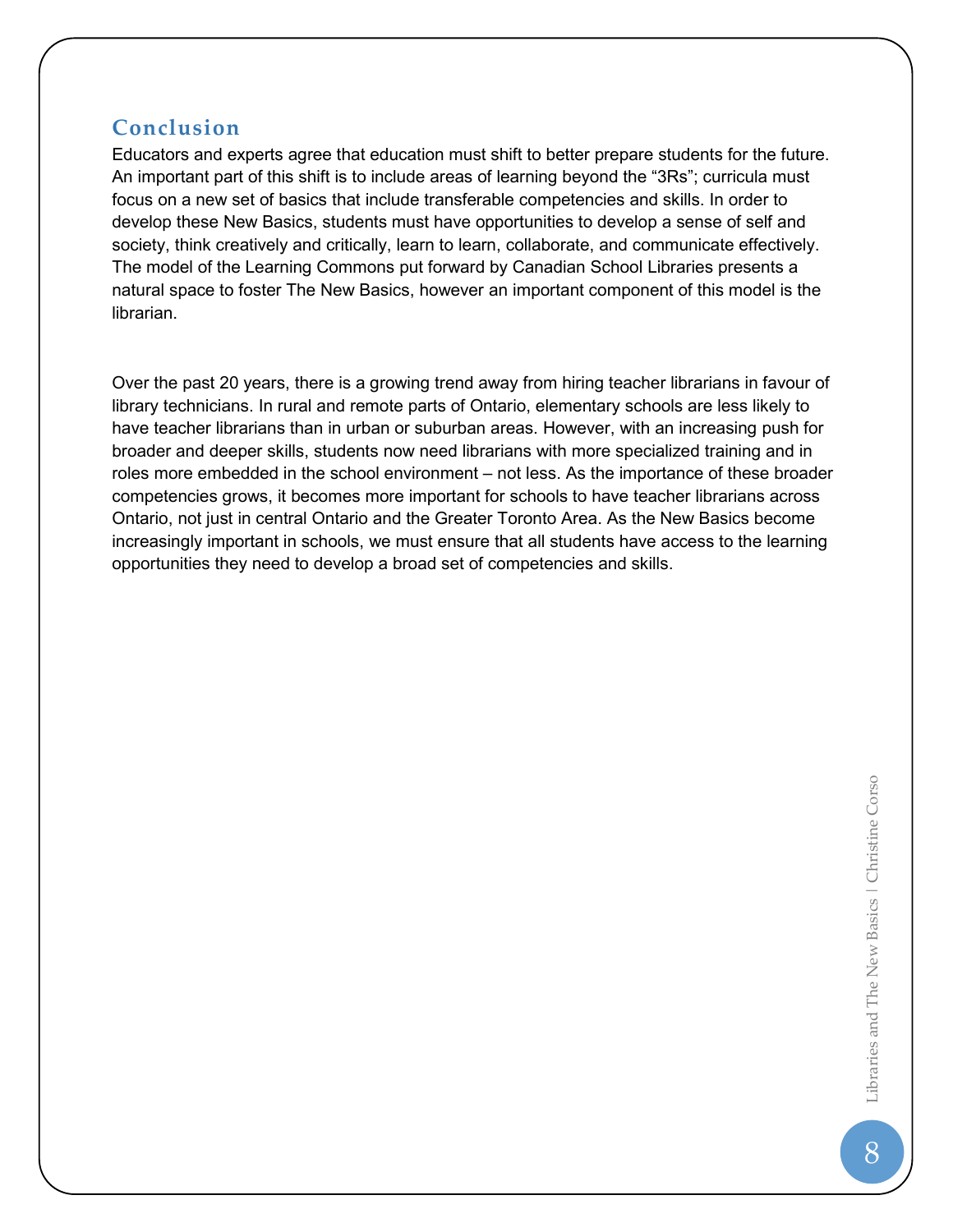## Conclusion

Educators and experts agree that education must shift to better prepare students for the future. An important part of this shift is to include areas of learning beyond the "3Rs"; curricula must focus on a new set of basics that include transferable competencies and skills. In order to develop these New Basics, students must have opportunities to develop a sense of self and society, think creatively and critically, learn to learn, collaborate, and communicate effectively. The model of the Learning Commons put forward by Canadian School Libraries presents a natural space to foster The New Basics, however an important component of this model is the librarian.

Over the past 20 years, there is a growing trend away from hiring teacher librarians in favour of library technicians. In rural and remote parts of Ontario, elementary schools are less likely to have teacher librarians than in urban or suburban areas. However, with an increasing push for broader and deeper skills, students now need librarians with more specialized training and in roles more embedded in the school environment – not less. As the importance of these broader competencies grows, it becomes more important for schools to have teacher librarians across Ontario, not just in central Ontario and the Greater Toronto Area. As the New Basics become increasingly important in schools, we must ensure that all students have access to the learning opportunities they need to develop a broad set of competencies and skills.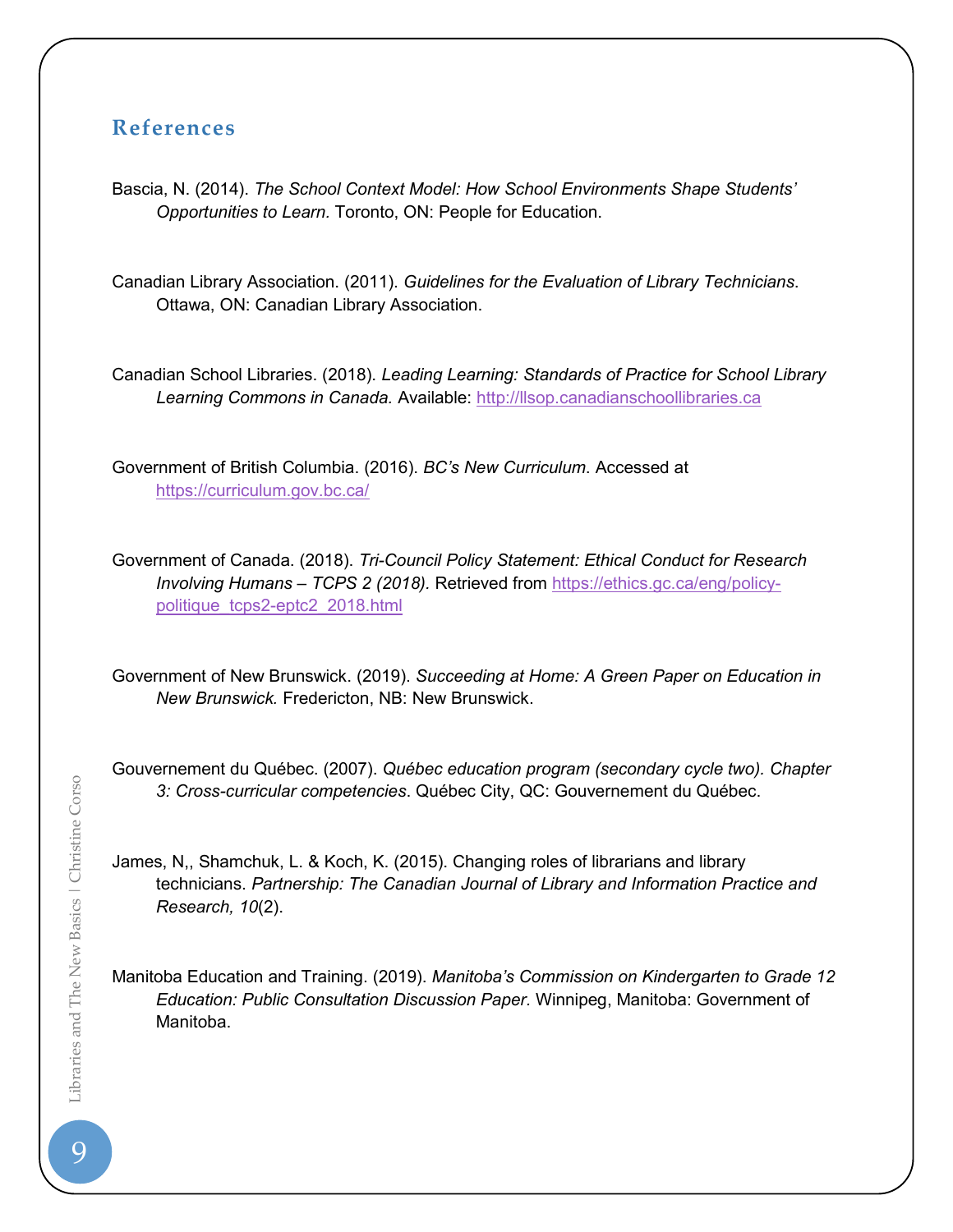## References

Bascia, N. (2014). *The School Context Model: How School Environments Shape Students' Opportunities to Learn.* Toronto, ON: People for Education.

Canadian Library Association. (2011). *Guidelines for the Evaluation of Library Technicians*. Ottawa, ON: Canadian Library Association.

Canadian School Libraries. (2018). *Leading Learning: Standards of Practice for School Library Learning Commons in Canada.* Available: [http://llsop.canadianschoollibraries.ca](http://llsop.canadianschoollibraries.ca)

Government of British Columbia. (2016). *BC's New Curriculum*. Accessed at [https://curriculum.gov.bc.ca/](https://curriculum.gov.bc.ca/)

Government of Canada. (2018). *Tri-Council Policy Statement: Ethical Conduct for Research Involving Humans – TCPS 2 (2018).* Retrieved from [https://ethics.gc.ca/eng/policy-politique_tcps2-eptc2_2018.html](https://ethics.gc.ca/eng/policy-politique_tcps2-eptc2_2018.html)

Government of New Brunswick. (2019). *Succeeding at Home: A Green Paper on Education in New Brunswick.* Fredericton, NB: New Brunswick.

Gouvernement du Québec. (2007). *Québec education program (secondary cycle two). Chapter 3: Cross-curricular competencies*. Québec City, QC: Gouvernement du Québec.

James, N,, Shamchuk, L. & Koch, K. (2015). Changing roles of librarians and library technicians. *Partnership: The Canadian Journal of Library and Information Practice and Research, 10*(2).

Manitoba Education and Training. (2019). *Manitoba's Commission on Kindergarten to Grade 12 Education: Public Consultation Discussion Paper.* Winnipeg, Manitoba: Government of Manitoba.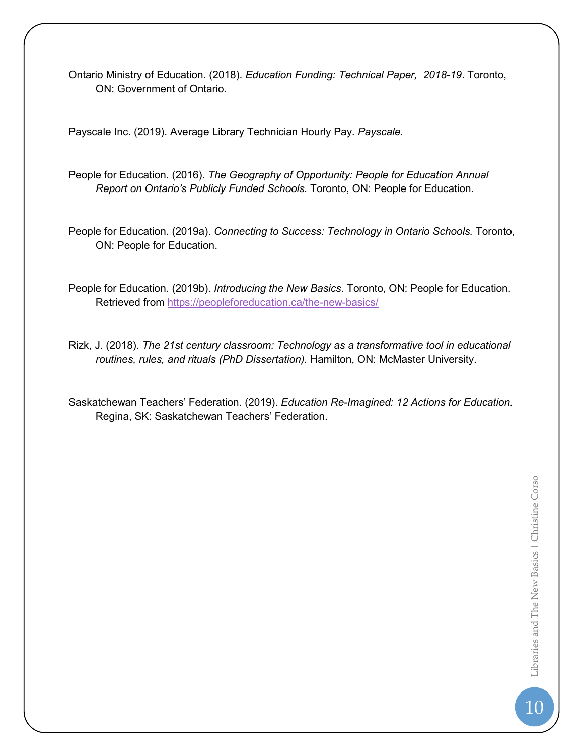Ontario Ministry of Education. (2018). *Education Funding: Technical Paper, 2018-19*. Toronto, ON: Government of Ontario.

Payscale Inc. (2019). Average Library Technician Hourly Pay. *Payscale.*

People for Education. (2016). *The Geography of Opportunity: People for Education Annual Report on Ontario's Publicly Funded Schools.* Toronto, ON: People for Education.

People for Education. (2019a). *Connecting to Success: Technology in Ontario Schools.* Toronto, ON: People for Education.

People for Education. (2019b). *Introducing the New Basics*. Toronto, ON: People for Education. Retrieved from https://peopleforeducation.ca/the-new-basics/

Rizk, J. (2018). *The 21st century classroom: Technology as a transformative tool in educational routines, rules, and rituals (PhD Dissertation)*. Hamilton, ON: McMaster University.

Saskatchewan Teachers' Federation. (2019). *Education Re-Imagined: 12 Actions for Education.* Regina, SK: Saskatchewan Teachers' Federation.